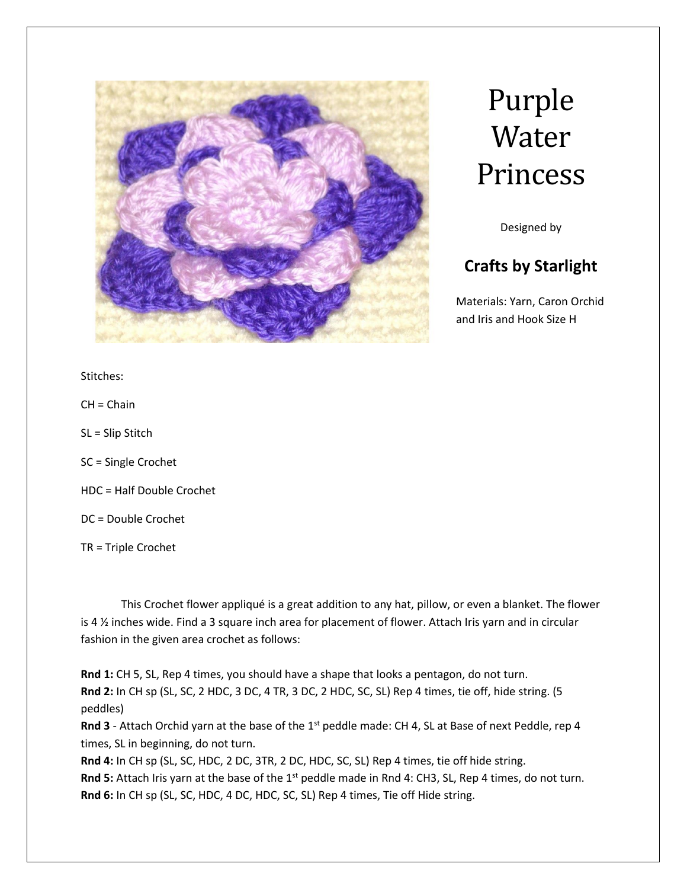# Purple Water Princess

Designed by

## Crafts by Starlight

Materials: Yarn, Caron Orchid and Iris and Hook Size H

Stitches:

CH = Chain

SL = Slip Stitch

SC = Single Crochet

HDC = Half Double Crochet

DC = Double Crochet

TR = Triple Crochet

This Crochet flower appliqué is a great addition to any hat, pillow, or even a blanket. The flower is 4 ½ inches wide. Find a 3 square inch area for placement of flower. Attach Iris yarn and in circular fashion in the given area crochet as follows:

**Rnd 1:** CH 5, SL, Rep 4 times, you should have a shape that looks a pentagon, do not turn.
**Rnd 2:** In CH sp (SL, SC, 2 HDC, 3 DC, 4 TR, 3 DC, 2 HDC, SC, SL) Rep 4 times, tie off, hide string. (5 peddles)
**Rnd 3** - Attach Orchid yarn at the base of the 1st peddle made: CH 4, SL at Base of next Peddle, rep 4 times, SL in beginning, do not turn.
**Rnd 4:** In CH sp (SL, SC, HDC, 2 DC, 3TR, 2 DC, HDC, SC, SL) Rep 4 times, tie off hide string.
**Rnd 5:** Attach Iris yarn at the base of the 1st peddle made in Rnd 4: CH3, SL, Rep 4 times, do not turn.
**Rnd 6:** In CH sp (SL, SC, HDC, 4 DC, HDC, SC, SL) Rep 4 times, Tie off Hide string.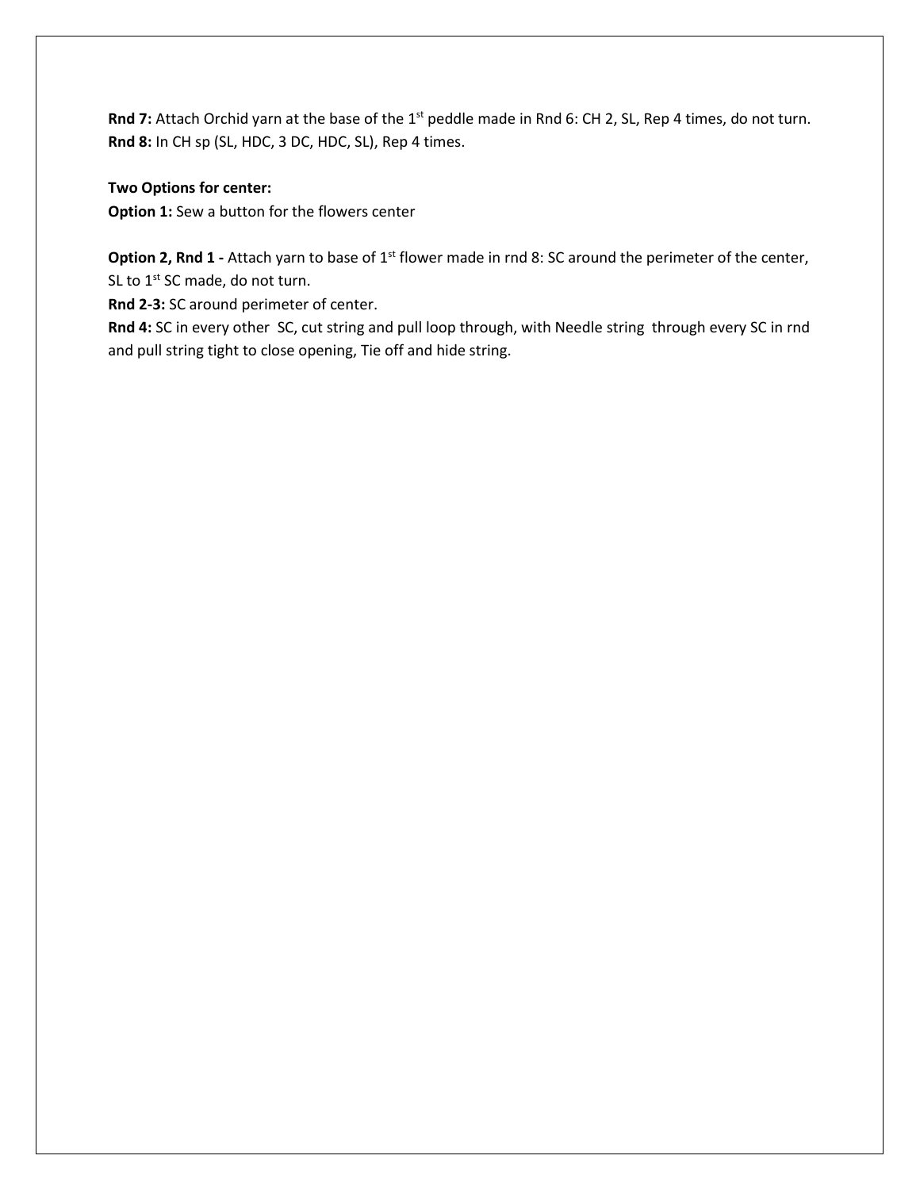**Rnd 7:** Attach Orchid yarn at the base of the 1st peddle made in Rnd 6: CH 2, SL, Rep 4 times, do not turn.
**Rnd 8:** In CH sp (SL, HDC, 3 DC, HDC, SL), Rep 4 times.

**Two Options for center:**
**Option 1:** Sew a button for the flowers center

**Option 2, Rnd 1 -** Attach yarn to base of 1st flower made in rnd 8: SC around the perimeter of the center, SL to 1st SC made, do not turn.
**Rnd 2-3:** SC around perimeter of center.
**Rnd 4:** SC in every other SC, cut string and pull loop through, with Needle string through every SC in rnd and pull string tight to close opening, Tie off and hide string.